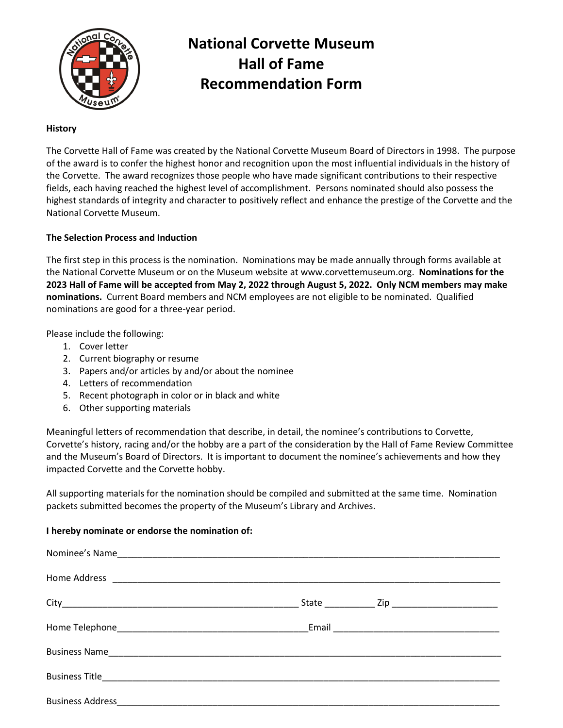# National Corvette Museum Hall of Fame Recommendation Form

**History**

The Corvette Hall of Fame was created by the National Corvette Museum Board of Directors in 1998. The purpose of the award is to confer the highest honor and recognition upon the most influential individuals in the history of the Corvette. The award recognizes those people who have made significant contributions to their respective fields, each having reached the highest level of accomplishment. Persons nominated should also possess the highest standards of integrity and character to positively reflect and enhance the prestige of the Corvette and the National Corvette Museum.

**The Selection Process and Induction**

The first step in this process is the nomination. Nominations may be made annually through forms available at the National Corvette Museum or on the Museum website at www.corvettemuseum.org. **Nominations for the 2023 Hall of Fame will be accepted from May 2, 2022 through August 5, 2022. Only NCM members may make nominations.** Current Board members and NCM employees are not eligible to be nominated. Qualified nominations are good for a three-year period.

Please include the following:

1. Cover letter
2. Current biography or resume
3. Papers and/or articles by and/or about the nominee
4. Letters of recommendation
5. Recent photograph in color or in black and white
6. Other supporting materials

Meaningful letters of recommendation that describe, in detail, the nominee's contributions to Corvette, Corvette's history, racing and/or the hobby are a part of the consideration by the Hall of Fame Review Committee and the Museum's Board of Directors. It is important to document the nominee's achievements and how they impacted Corvette and the Corvette hobby.

All supporting materials for the nomination should be compiled and submitted at the same time. Nomination packets submitted becomes the property of the Museum's Library and Archives.

**I hereby nominate or endorse the nomination of:**

Nominee's Name_______________________________________________

Home Address _______________________________________________

City_____________________________ State __________ Zip _____________________

Home Telephone_____________________________ Email _______________________________

Business Name_______________________________________________

Business Title_______________________________________________

Business Address_____________________________________________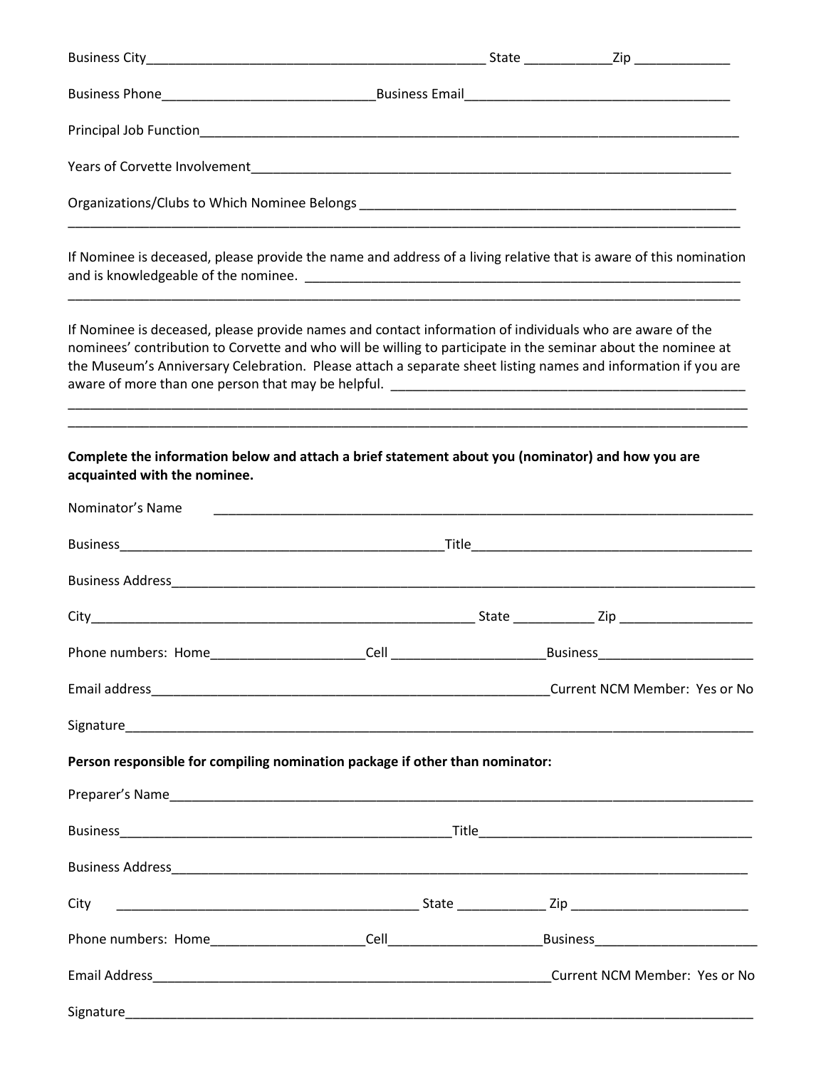Business City_______________________________________________ State ____________Zip _____________

Business Phone_____________________________Business Email_____________________________________

Principal Job Function___________________________________________________________________________

Years of Corvette Involvement____________________________________________________________________

Organizations/Clubs to Which Nominee Belongs ______________________________________________________
______________________________________________________________________________________________

If Nominee is deceased, please provide the name and address of a living relative that is aware of this nomination and is knowledgeable of the nominee. ______________________________________________________________
______________________________________________________________________________________________

If Nominee is deceased, please provide names and contact information of individuals who are aware of the nominees' contribution to Corvette and who will be willing to participate in the seminar about the nominee at the Museum's Anniversary Celebration. Please attach a separate sheet listing names and information if you are aware of more than one person that may be helpful. _________________________________________________
______________________________________________________________________________________________
______________________________________________________________________________________________

**Complete the information below and attach a brief statement about you (nominator) and how you are acquainted with the nominee.**

Nominator's Name ___________________________________________________________________________

Business_____________________________________________Title______________________________________

Business Address______________________________________________________________________________

City_____________________________________________________ State ___________ Zip __________________

Phone numbers: Home_____________________Cell _____________________Business_____________________

Email address________________________________________________________Current NCM Member: Yes or No

Signature____________________________________________________________________________________

**Person responsible for compiling nomination package if other than nominator:**

Preparer's Name______________________________________________________________________________

Business______________________________________________Title_____________________________________

Business Address_____________________________________________________________________________

City __________________________________________ State ____________ Zip ________________________

Phone numbers: Home_____________________Cell_____________________Business______________________

Email Address________________________________________________________Current NCM Member: Yes or No

Signature____________________________________________________________________________________